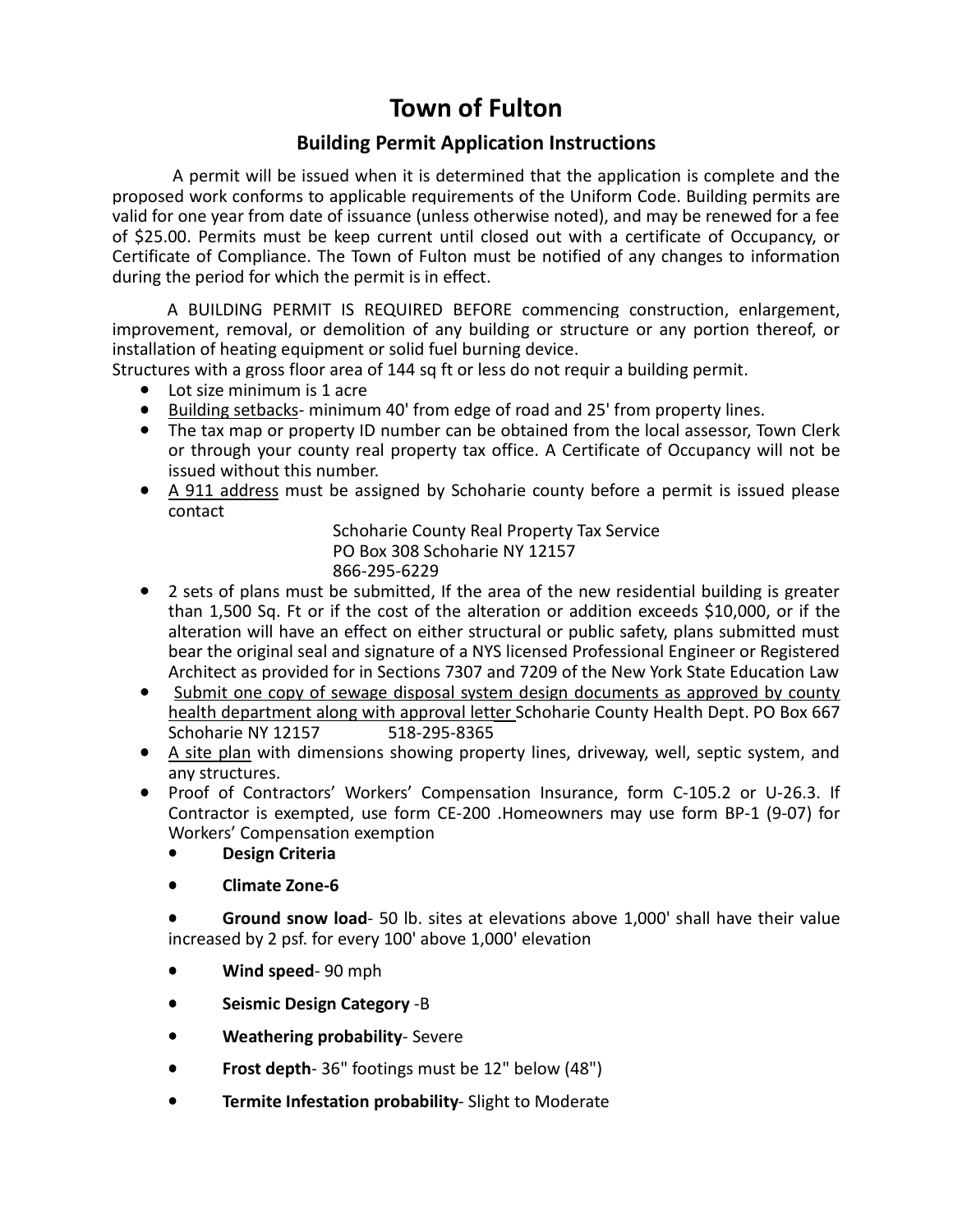# Town of Fulton

## Building Permit Application Instructions

A permit will be issued when it is determined that the application is complete and the proposed work conforms to applicable requirements of the Uniform Code. Building permits are valid for one year from date of issuance (unless otherwise noted), and may be renewed for a fee of $25.00. Permits must be keep current until closed out with a certificate of Occupancy, or Certificate of Compliance. The Town of Fulton must be notified of any changes to information during the period for which the permit is in effect.

A BUILDING PERMIT IS REQUIRED BEFORE commencing construction, enlargement, improvement, removal, or demolition of any building or structure or any portion thereof, or installation of heating equipment or solid fuel burning device.

Structures with a gross floor area of 144 sq ft or less do not requir a building permit.

- Lot size minimum is 1 acre
- Building setbacks- minimum 40' from edge of road and 25' from property lines.
- The tax map or property ID number can be obtained from the local assessor, Town Clerk or through your county real property tax office. A Certificate of Occupancy will not be issued without this number.
- A 911 address must be assigned by Schoharie county before a permit is issued please contact

  Schoharie County Real Property Tax Service
  PO Box 308 Schoharie NY 12157
  866-295-6229
- 2 sets of plans must be submitted, If the area of the new residential building is greater than 1,500 Sq. Ft or if the cost of the alteration or addition exceeds $10,000, or if the alteration will have an effect on either structural or public safety, plans submitted must bear the original seal and signature of a NYS licensed Professional Engineer or Registered Architect as provided for in Sections 7307 and 7209 of the New York State Education Law
- Submit one copy of sewage disposal system design documents as approved by county health department along with approval letter Schoharie County Health Dept. PO Box 667 Schoharie NY 12157 518-295-8365
- A site plan with dimensions showing property lines, driveway, well, septic system, and any structures.
- Proof of Contractors' Workers' Compensation Insurance, form C-105.2 or U-26.3. If Contractor is exempted, use form CE-200 .Homeowners may use form BP-1 (9-07) for Workers' Compensation exemption
  - **Design Criteria**
  - **Climate Zone-6**
  - **Ground snow load**- 50 lb. sites at elevations above 1,000' shall have their value increased by 2 psf. for every 100' above 1,000' elevation
  - **Wind speed**- 90 mph
  - **Seismic Design Category** -B
  - **Weathering probability**- Severe
  - **Frost depth**- 36" footings must be 12" below (48")
  - **Termite Infestation probability**- Slight to Moderate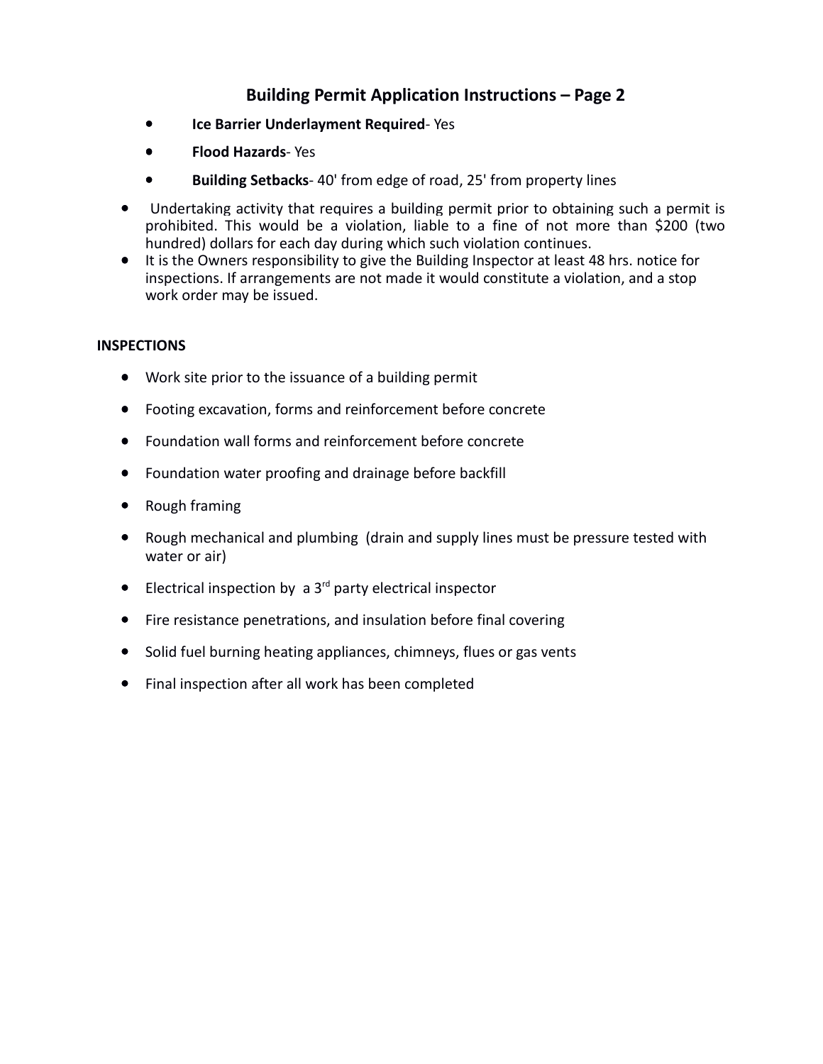## Building Permit Application Instructions – Page 2

- **Ice Barrier Underlayment Required**- Yes
- **Flood Hazards**- Yes
- **Building Setbacks**- 40' from edge of road, 25' from property lines

- Undertaking activity that requires a building permit prior to obtaining such a permit is prohibited. This would be a violation, liable to a fine of not more than $200 (two hundred) dollars for each day during which such violation continues.
- It is the Owners responsibility to give the Building Inspector at least 48 hrs. notice for inspections. If arrangements are not made it would constitute a violation, and a stop work order may be issued.

**INSPECTIONS**

- Work site prior to the issuance of a building permit
- Footing excavation, forms and reinforcement before concrete
- Foundation wall forms and reinforcement before concrete
- Foundation water proofing and drainage before backfill
- Rough framing
- Rough mechanical and plumbing (drain and supply lines must be pressure tested with water or air)
- Electrical inspection by a 3rd party electrical inspector
- Fire resistance penetrations, and insulation before final covering
- Solid fuel burning heating appliances, chimneys, flues or gas vents
- Final inspection after all work has been completed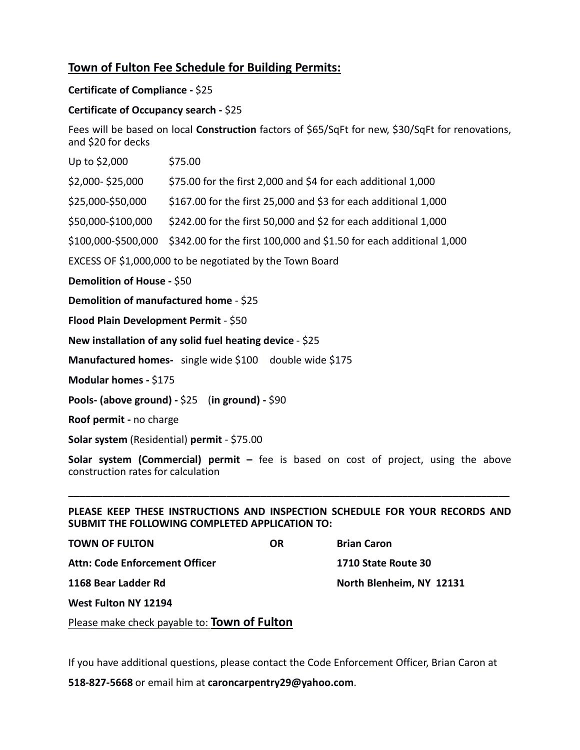## Town of Fulton Fee Schedule for Building Permits:

**Certificate of Compliance -** $25

**Certificate of Occupancy search -** $25

Fees will be based on local **Construction** factors of $65/SqFt for new, $30/SqFt for renovations, and $20 for decks

| | |
|---|---|
| Up to $2,000 | $75.00 |
| $2,000- $25,000 | $75.00 for the first 2,000 and $4 for each additional 1,000 |
| $25,000-$50,000 | $167.00 for the first 25,000 and $3 for each additional 1,000 |
| $50,000-$100,000 | $242.00 for the first 50,000 and $2 for each additional 1,000 |
| $100,000-$500,000 | $342.00 for the first 100,000 and $1.50 for each additional 1,000 |

EXCESS OF $1,000,000 to be negotiated by the Town Board

**Demolition of House -** $50

**Demolition of manufactured home** - $25

**Flood Plain Development Permit** - $50

**New installation of any solid fuel heating device** - $25

**Manufactured homes-** single wide $100 double wide $175

**Modular homes -** $175

**Pools- (above ground) -** $25 (**in ground) -** $90

**Roof permit -** no charge

**Solar system** (Residential) **permit** - $75.00

**Solar system (Commercial) permit –** fee is based on cost of project, using the above construction rates for calculation

---

**PLEASE KEEP THESE INSTRUCTIONS AND INSPECTION SCHEDULE FOR YOUR RECORDS AND SUBMIT THE FOLLOWING COMPLETED APPLICATION TO:**

| | | |
|---|---|---|
| **TOWN OF FULTON** | **OR** | **Brian Caron** |
| **Attn: Code Enforcement Officer** | | **1710 State Route 30** |
| **1168 Bear Ladder Rd** | | **North Blenheim, NY 12131** |
| **West Fulton NY 12194** | | |

Please make check payable to: **Town of Fulton**

If you have additional questions, please contact the Code Enforcement Officer, Brian Caron at **518-827-5668** or email him at **caroncarpentry29@yahoo.com**.